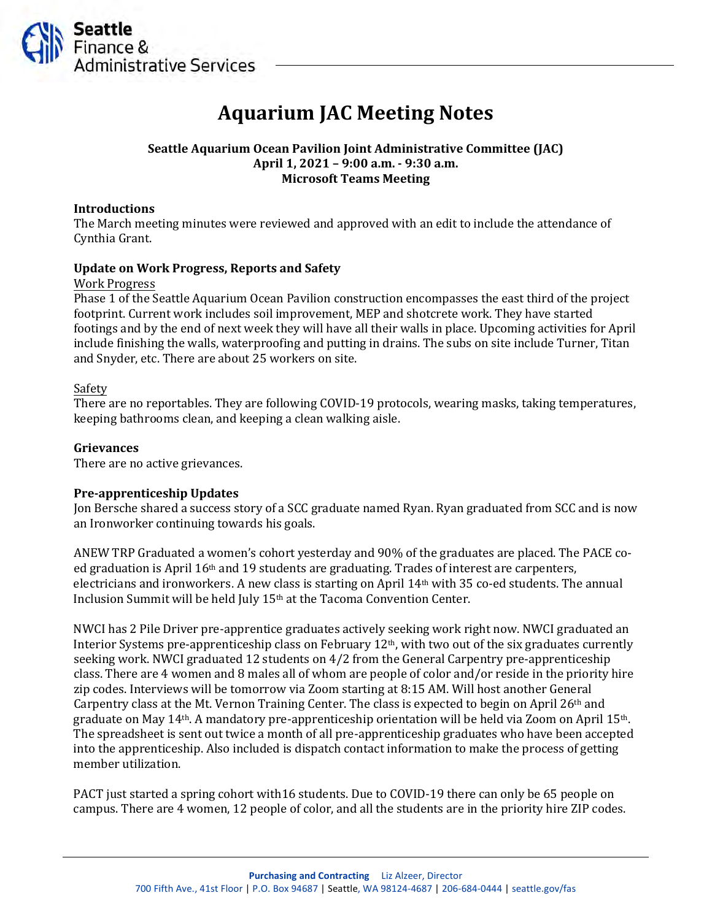# Aquarium JAC Meeting Notes

**Seattle Aquarium Ocean Pavilion Joint Administrative Committee (JAC)**
**April 1, 2021 – 9:00 a.m. - 9:30 a.m.**
**Microsoft Teams Meeting**

## Introductions

The March meeting minutes were reviewed and approved with an edit to include the attendance of Cynthia Grant.

## Update on Work Progress, Reports and Safety

### Work Progress

Phase 1 of the Seattle Aquarium Ocean Pavilion construction encompasses the east third of the project footprint. Current work includes soil improvement, MEP and shotcrete work. They have started footings and by the end of next week they will have all their walls in place. Upcoming activities for April include finishing the walls, waterproofing and putting in drains. The subs on site include Turner, Titan and Snyder, etc. There are about 25 workers on site.

### Safety

There are no reportables. They are following COVID-19 protocols, wearing masks, taking temperatures, keeping bathrooms clean, and keeping a clean walking aisle.

## Grievances

There are no active grievances.

## Pre-apprenticeship Updates

Jon Bersche shared a success story of a SCC graduate named Ryan. Ryan graduated from SCC and is now an Ironworker continuing towards his goals.

ANEW TRP Graduated a women's cohort yesterday and 90% of the graduates are placed. The PACE co-ed graduation is April 16th and 19 students are graduating. Trades of interest are carpenters, electricians and ironworkers. A new class is starting on April 14th with 35 co-ed students. The annual Inclusion Summit will be held July 15th at the Tacoma Convention Center.

NWCI has 2 Pile Driver pre-apprentice graduates actively seeking work right now. NWCI graduated an Interior Systems pre-apprenticeship class on February 12th, with two out of the six graduates currently seeking work. NWCI graduated 12 students on 4/2 from the General Carpentry pre-apprenticeship class. There are 4 women and 8 males all of whom are people of color and/or reside in the priority hire zip codes. Interviews will be tomorrow via Zoom starting at 8:15 AM. Will host another General Carpentry class at the Mt. Vernon Training Center. The class is expected to begin on April 26th and graduate on May 14th. A mandatory pre-apprenticeship orientation will be held via Zoom on April 15th. The spreadsheet is sent out twice a month of all pre-apprenticeship graduates who have been accepted into the apprenticeship. Also included is dispatch contact information to make the process of getting member utilization.

PACT just started a spring cohort with16 students. Due to COVID-19 there can only be 65 people on campus. There are 4 women, 12 people of color, and all the students are in the priority hire ZIP codes.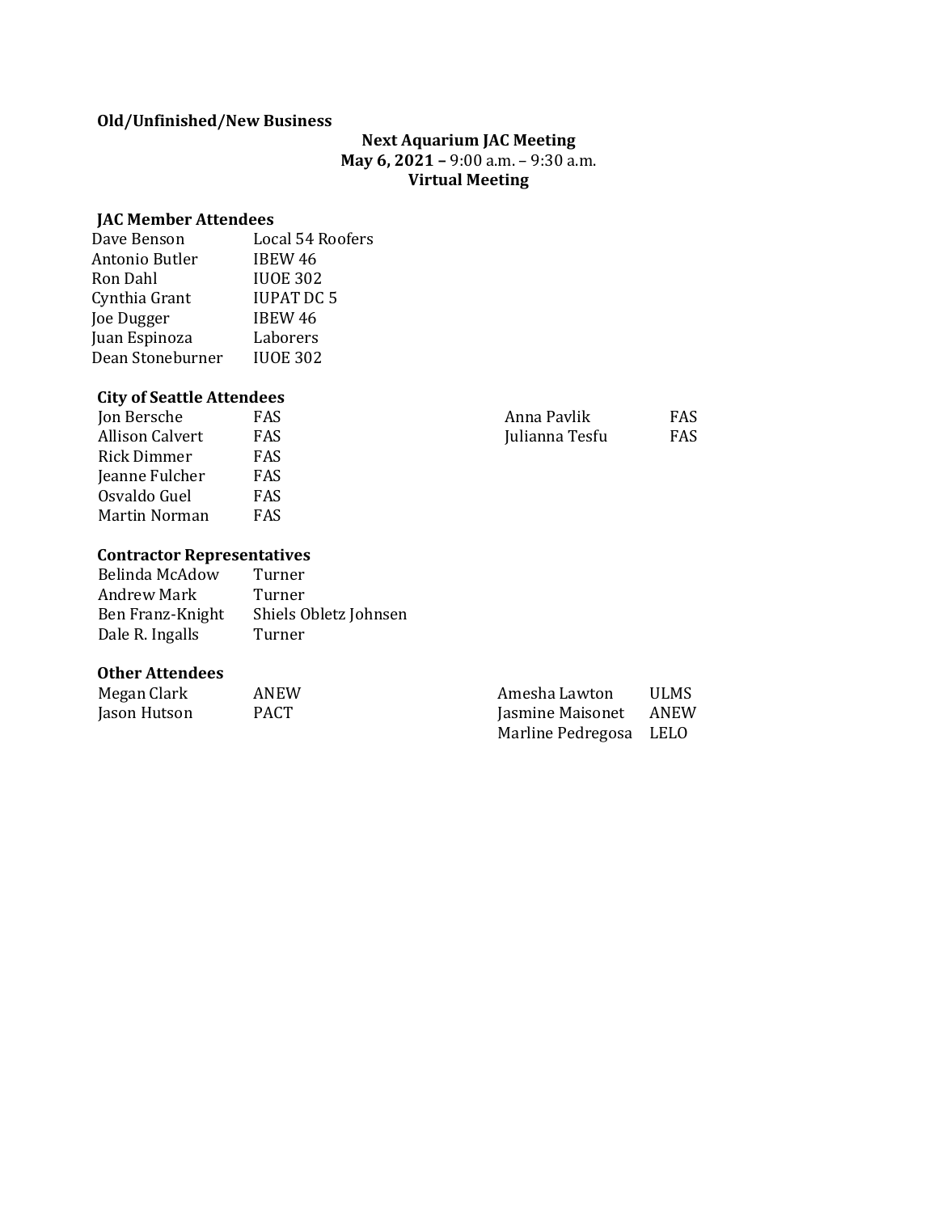**Old/Unfinished/New Business**

**Next Aquarium JAC Meeting**
**May 6, 2021 –** 9:00 a.m. – 9:30 a.m.
**Virtual Meeting**

**JAC Member Attendees**

| | |
|---|---|
| Dave Benson | Local 54 Roofers |
| Antonio Butler | IBEW 46 |
| Ron Dahl | IUOE 302 |
| Cynthia Grant | IUPAT DC 5 |
| Joe Dugger | IBEW 46 |
| Juan Espinoza | Laborers |
| Dean Stoneburner | IUOE 302 |

**City of Seattle Attendees**

| | | | |
|---|---|---|---|
| Jon Bersche | FAS | Anna Pavlik | FAS |
| Allison Calvert | FAS | Julianna Tesfu | FAS |
| Rick Dimmer | FAS | | |
| Jeanne Fulcher | FAS | | |
| Osvaldo Guel | FAS | | |
| Martin Norman | FAS | | |

**Contractor Representatives**

| | |
|---|---|
| Belinda McAdow | Turner |
| Andrew Mark | Turner |
| Ben Franz-Knight | Shiels Obletz Johnsen |
| Dale R. Ingalls | Turner |

**Other Attendees**

| | | | |
|---|---|---|---|
| Megan Clark | ANEW | Amesha Lawton | ULMS |
| Jason Hutson | PACT | Jasmine Maisonet | ANEW |
| | | Marline Pedregosa | LELO |